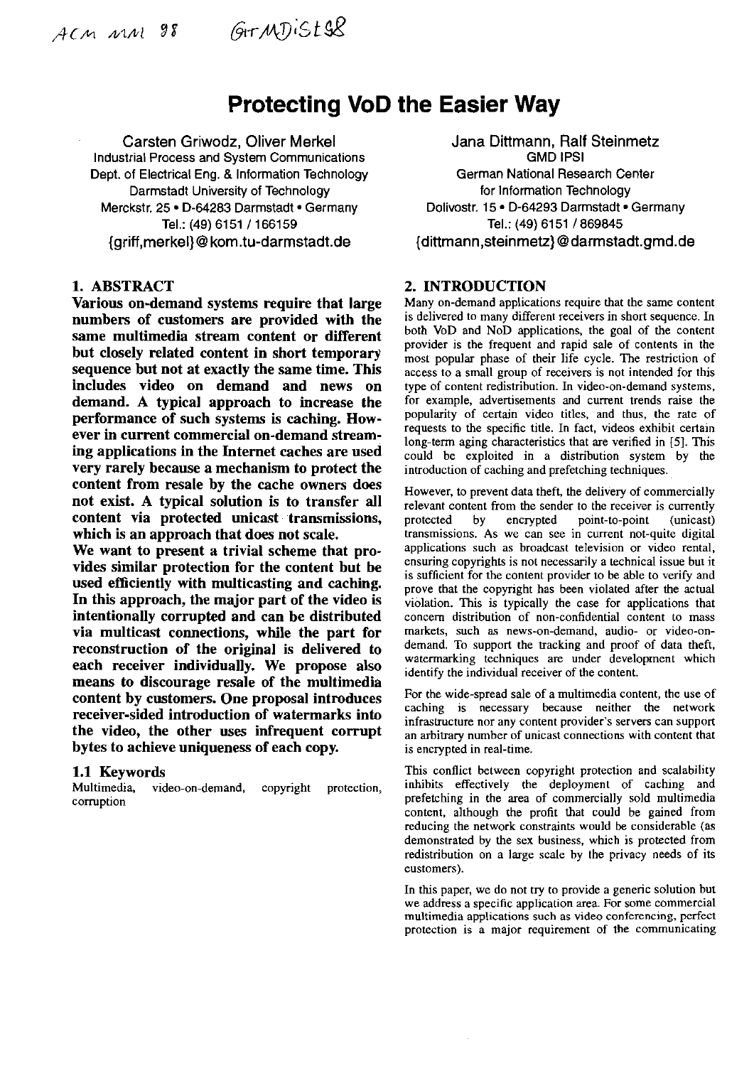ACM MM 98 GrMDiSt98

# Protecting VoD the Easier Way

Carsten Griwodz, Oliver Merkel
Industrial Process and System Communications
Dept. of Electrical Eng. & Information Technology
Darmstadt University of Technology
Merckstr. 25 • D-64283 Darmstadt • Germany
Tel.: (49) 6151 / 166159
{griff,merkel}@kom.tu-darmstadt.de

Jana Dittmann, Ralf Steinmetz
GMD IPSI
German National Research Center
for Information Technology
Dolivostr. 15 • D-64293 Darmstadt • Germany
Tel.: (49) 6151 / 869845
{dittmann,steinmetz}@darmstadt.gmd.de

## 1. ABSTRACT

**Various on-demand systems require that large numbers of customers are provided with the same multimedia stream content or different but closely related content in short temporary sequence but not at exactly the same time. This includes video on demand and news on demand. A typical approach to increase the performance of such systems is caching. However in current commercial on-demand streaming applications in the Internet caches are used very rarely because a mechanism to protect the content from resale by the cache owners does not exist. A typical solution is to transfer all content via protected unicast transmissions, which is an approach that does not scale.**

**We want to present a trivial scheme that provides similar protection for the content but be used efficiently with multicasting and caching. In this approach, the major part of the video is intentionally corrupted and can be distributed via multicast connections, while the part for reconstruction of the original is delivered to each receiver individually. We propose also means to discourage resale of the multimedia content by customers. One proposal introduces receiver-sided introduction of watermarks into the video, the other uses infrequent corrupt bytes to achieve uniqueness of each copy.**

### 1.1 Keywords

Multimedia, video-on-demand, copyright protection, corruption

## 2. INTRODUCTION

Many on-demand applications require that the same content is delivered to many different receivers in short sequence. In both VoD and NoD applications, the goal of the content provider is the frequent and rapid sale of contents in the most popular phase of their life cycle. The restriction of access to a small group of receivers is not intended for this type of content redistribution. In video-on-demand systems, for example, advertisements and current trends raise the popularity of certain video titles, and thus, the rate of requests to the specific title. In fact, videos exhibit certain long-term aging characteristics that are verified in [5]. This could be exploited in a distribution system by the introduction of caching and prefetching techniques.

However, to prevent data theft, the delivery of commercially relevant content from the sender to the receiver is currently protected by encrypted point-to-point (unicast) transmissions. As we can see in current not-quite digital applications such as broadcast television or video rental, ensuring copyrights is not necessarily a technical issue but it is sufficient for the content provider to be able to verify and prove that the copyright has been violated after the actual violation. This is typically the case for applications that concern distribution of non-confidential content to mass markets, such as news-on-demand, audio- or video-on-demand. To support the tracking and proof of data theft, watermarking techniques are under development which identify the individual receiver of the content.

For the wide-spread sale of a multimedia content, the use of caching is necessary because neither the network infrastructure nor any content provider's servers can support an arbitrary number of unicast connections with content that is encrypted in real-time.

This conflict between copyright protection and scalability inhibits effectively the deployment of caching and prefetching in the area of commercially sold multimedia content, although the profit that could be gained from reducing the network constraints would be considerable (as demonstrated by the sex business, which is protected from redistribution on a large scale by the privacy needs of its customers).

In this paper, we do not try to provide a generic solution but we address a specific application area. For some commercial multimedia applications such as video conferencing, perfect protection is a major requirement of the communicating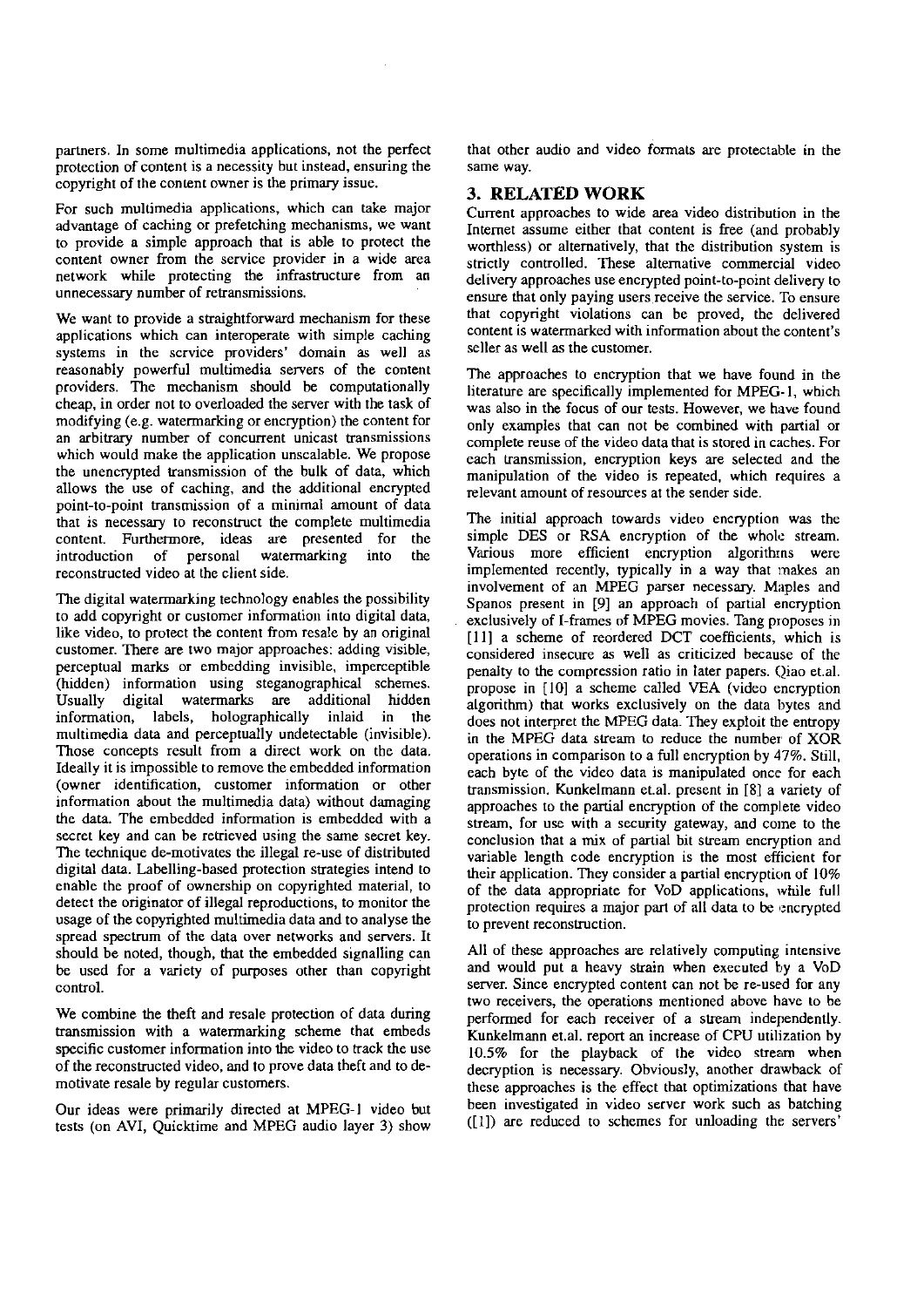partners. In some multimedia applications, not the perfect protection of content is a necessity but instead, ensuring the copyright of the content owner is the primary issue.

For such multimedia applications, which can take major advantage of caching or prefetching mechanisms, we want to provide a simple approach that is able to protect the content owner from the service provider in a wide area network while protecting the infrastructure from an unnecessary number of retransmissions.

We want to provide a straightforward mechanism for these applications which can interoperate with simple caching systems in the service providers' domain as well as reasonably powerful multimedia servers of the content providers. The mechanism should be computationally cheap, in order not to overloaded the server with the task of modifying (e.g. watermarking or encryption) the content for an arbitrary number of concurrent unicast transmissions which would make the application unscalable. We propose the unencrypted transmission of the bulk of data, which allows the use of caching, and the additional encrypted point-to-point transmission of a minimal amount of data that is necessary to reconstruct the complete multimedia content. Furthermore, ideas are presented for the introduction of personal watermarking into the reconstructed video at the client side.

The digital watermarking technology enables the possibility to add copyright or customer information into digital data, like video, to protect the content from resale by an original customer. There are two major approaches: adding visible, perceptual marks or embedding invisible, imperceptible (hidden) information using steganographical schemes. Usually digital watermarks are additional hidden information, labels, holographically inlaid in the multimedia data and perceptually undetectable (invisible). Those concepts result from a direct work on the data. Ideally it is impossible to remove the embedded information (owner identification, customer information or other information about the multimedia data) without damaging the data. The embedded information is embedded with a secret key and can be retrieved using the same secret key. The technique de-motivates the illegal re-use of distributed digital data. Labelling-based protection strategies intend to enable the proof of ownership on copyrighted material, to detect the originator of illegal reproductions, to monitor the usage of the copyrighted multimedia data and to analyse the spread spectrum of the data over networks and servers. It should be noted, though, that the embedded signalling can be used for a variety of purposes other than copyright control.

We combine the theft and resale protection of data during transmission with a watermarking scheme that embeds specific customer information into the video to track the use of the reconstructed video, and to prove data theft and to de-motivate resale by regular customers.

Our ideas were primarily directed at MPEG-1 video but tests (on AVI, Quicktime and MPEG audio layer 3) show that other audio and video formats are protectable in the same way.

## 3. RELATED WORK

Current approaches to wide area video distribution in the Internet assume either that content is free (and probably worthless) or alternatively, that the distribution system is strictly controlled. These alternative commercial video delivery approaches use encrypted point-to-point delivery to ensure that only paying users receive the service. To ensure that copyright violations can be proved, the delivered content is watermarked with information about the content's seller as well as the customer.

The approaches to encryption that we have found in the literature are specifically implemented for MPEG-1, which was also in the focus of our tests. However, we have found only examples that can not be combined with partial or complete reuse of the video data that is stored in caches. For each transmission, encryption keys are selected and the manipulation of the video is repeated, which requires a relevant amount of resources at the sender side.

The initial approach towards video encryption was the simple DES or RSA encryption of the whole stream. Various more efficient encryption algorithms were implemented recently, typically in a way that makes an involvement of an MPEG parser necessary. Maples and Spanos present in [9] an approach of partial encryption exclusively of I-frames of MPEG movies. Tang proposes in [11] a scheme of reordered DCT coefficients, which is considered insecure as well as criticized because of the penalty to the compression ratio in later papers. Qiao et.al. propose in [10] a scheme called VEA (video encryption algorithm) that works exclusively on the data bytes and does not interpret the MPEG data. They exploit the entropy in the MPEG data stream to reduce the number of XOR operations in comparison to a full encryption by 47%. Still, each byte of the video data is manipulated once for each transmission. Kunkelmann et.al. present in [8] a variety of approaches to the partial encryption of the complete video stream, for use with a security gateway, and come to the conclusion that a mix of partial bit stream encryption and variable length code encryption is the most efficient for their application. They consider a partial encryption of 10% of the data appropriate for VoD applications, while full protection requires a major part of all data to be encrypted to prevent reconstruction.

All of these approaches are relatively computing intensive and would put a heavy strain when executed by a VoD server. Since encrypted content can not be re-used for any two receivers, the operations mentioned above have to be performed for each receiver of a stream independently. Kunkelmann et.al. report an increase of CPU utilization by 10.5% for the playback of the video stream when decryption is necessary. Obviously, another drawback of these approaches is the effect that optimizations that have been investigated in video server work such as batching ([1]) are reduced to schemes for unloading the servers'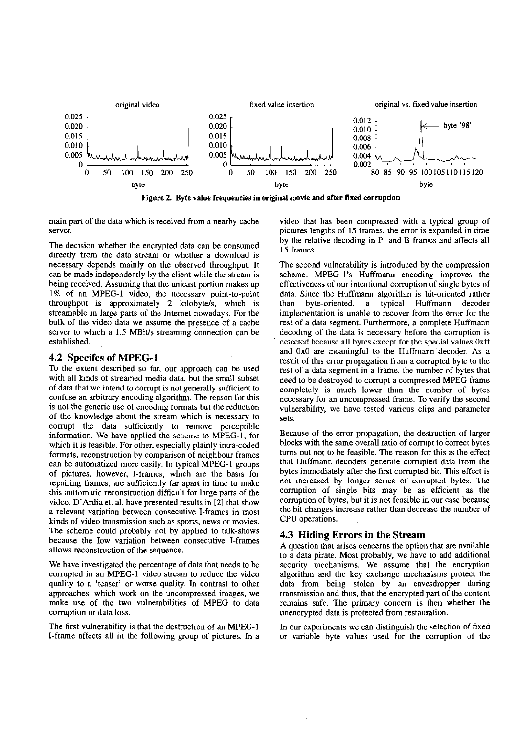Figure 2. Byte value frequencies in original movie and after fixed corruption

main part of the data which is received from a nearby cache server.

The decision whether the encrypted data can be consumed directly from the data stream or whether a download is necessary depends mainly on the observed throughput. It can be made independently by the client while the stream is being received. Assuming that the unicast portion makes up 1% of an MPEG-1 video, the necessary point-to-point throughput is approximately 2 kilobyte/s, which is streamable in large parts of the Internet nowadays. For the bulk of the video data we assume the presence of a cache server to which a 1.5 MBit/s streaming connection can be established.

## 4.2 Specifcs of MPEG-1

To the extent described so far, our approach can be used with all kinds of streamed media data, but the small subset of data that we intend to corrupt is not generally sufficient to confuse an arbitrary encoding algorithm. The reason for this is not the generic use of encoding formats but the reduction of the knowledge about the stream which is necessary to corrupt the data sufficiently to remove perceptible information. We have applied the scheme to MPEG-1, for which it is feasible. For other, especially plainly intra-coded formats, reconstruction by comparison of neighbour frames can be automatized more easily. In typical MPEG-1 groups of pictures, however, I-frames, which are the basis for repairing frames, are sufficiently far apart in time to make this auttomatic reconstruction difficult for large parts of the video. D'Ardia et. al. have presented results in [2] that show a relevant variation between consecutive I-frames in most kinds of video transmission such as sports, news or movies. The scheme could probably not by applied to talk-shows because the low variation between consecutive I-frames allows reconstruction of the sequence.

We have investigated the percentage of data that needs to be corrupted in an MPEG-1 video stream to reduce the video quality to a 'teaser' or worse quality. In contrast to other approaches, which work on the uncompressed images, we make use of the two vulnerabilities of MPEG to data corruption or data loss.

The first vulnerability is that the destruction of an MPEG-1 I-frame affects all in the following group of pictures. In a video that has been compressed with a typical group of pictures lengths of 15 frames, the error is expanded in time by the relative decoding in P- and B-frames and affects all 15 frames.

The second vulnerability is introduced by the compression scheme. MPEG-1's Huffmann encoding improves the effectiveness of our intentional corruption of single bytes of data. Since the Huffmann algorithm is bit-oriented rather than byte-oriented, a typical Huffmann decoder implementation is unable to recover from the error for the rest of a data segment. Furthermore, a complete Huffmann decoding of the data is necessary before the corruption is detected because all bytes except for the special values 0xff and 0x0 are meaningful to the Huffmann decoder. As a result of this error propagation from a corrupted byte to the rest of a data segment in a frame, the number of bytes that need to be destroyed to corrupt a compressed MPEG frame completely is much lower than the number of bytes necessary for an uncompressed frame. To verify the second vulnerability, we have tested various clips and parameter sets.

Because of the error propagation, the destruction of larger blocks with the same overall ratio of corrupt to correct bytes turns out not to be feasible. The reason for this is the effect that Huffmann decoders generate corrupted data from the bytes immediately after the first corrupted bit. This effect is not increased by longer series of corrupted bytes. The corruption of single bits may be as efficient as the corruption of bytes, but it is not feasible in our case because the bit changes increase rather than decrease the number of CPU operations.

## 4.3 Hiding Errors in the Stream

A question that arises concerns the option that are available to a data pirate. Most probably, we have to add additional security mechanisms. We assume that the encryption algorithm and the key exchange mechanisms protect the data from being stolen by an eavesdropper during transmission and thus, that the encrypted part of the content remains safe. The primary concern is then whether the unencrypted data is protected from restauration.

In our experiments we can distinguish the selection of fixed or variable byte values used for the corruption of the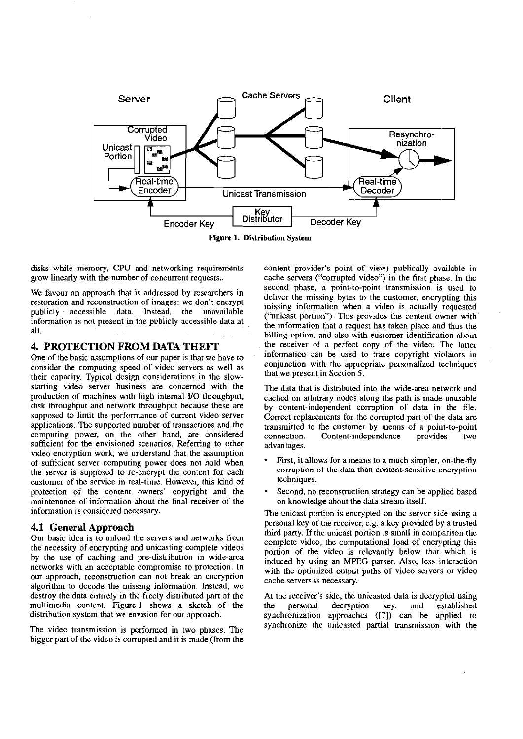**Figure 1. Distribution System**

disks while memory, CPU and networking requirements grow linearly with the number of concurrent requests..

We favour an approach that is addressed by researchers in restoration and reconstruction of images: we don't encrypt publicly accessible data. Instead, the unavailable information is not present in the publicly accessible data at all.

## 4. PROTECTION FROM DATA THEFT

One of the basic assumptions of our paper is that we have to consider the computing speed of video servers as well as their capacity. Typical design considerations in the slow-starting video server business are concerned with the production of machines with high internal I/O throughput, disk throughput and network throughput because these are supposed to limit the performance of current video server applications. The supported number of transactions and the computing power, on the other hand, are considered sufficient for the envisioned scenarios. Referring to other video encryption work, we understand that the assumption of sufficient server computing power does not hold when the server is supposed to re-encrypt the content for each customer of the service in real-time. However, this kind of protection of the content owners' copyright and the maintenance of information about the final receiver of the information is considered necessary.

### 4.1 General Approach

Our basic idea is to unload the servers and networks from the necessity of encrypting and unicasting complete videos by the use of caching and pre-distribution in wide-area networks with an acceptable compromise to protection. In our approach, reconstruction can not break an encryption algorithm to decode the missing information. Instead, we destroy the data entirely in the freely distributed part of the multimedia content. Figure 1 shows a sketch of the distribution system that we envision for our approach.

The video transmission is performed in two phases. The bigger part of the video is corrupted and it is made (from the content provider's point of view) publically available in cache servers ("corrupted video") in the first phase. In the second phase, a point-to-point transmission is used to deliver the missing bytes to the customer, encrypting this missing information when a video is actually requested ("unicast portion"). This provides the content owner with the information that a request has taken place and thus the billing option, and also with customer identification about the receiver of a perfect copy of the video. The latter information can be used to trace copyright violators in conjunction with the appropriate personalized techniques that we present in Section 5.

The data that is distributed into the wide-area network and cached on arbitrary nodes along the path is made unusable by content-independent corruption of data in the file. Correct replacements for the corrupted part of the data are transmitted to the customer by means of a point-to-point connection. Content-independence provides two advantages.

- First, it allows for a means to a much simpler, on-the-fly corruption of the data than content-sensitive encryption techniques.
- Second, no reconstruction strategy can be applied based on knowledge about the data stream itself.

The unicast portion is encrypted on the server side using a personal key of the receiver, e.g. a key provided by a trusted third party. If the unicast portion is small in comparison the complete video, the computational load of encrypting this portion of the video is relevantly below that which is induced by using an MPEG parser. Also, less interaction with the optimized output paths of video servers or video cache servers is necessary.

At the receiver's side, the unicasted data is decrypted using the personal decryption key, and established synchronization approaches ([7]) can be applied to synchronize the unicasted partial transmission with the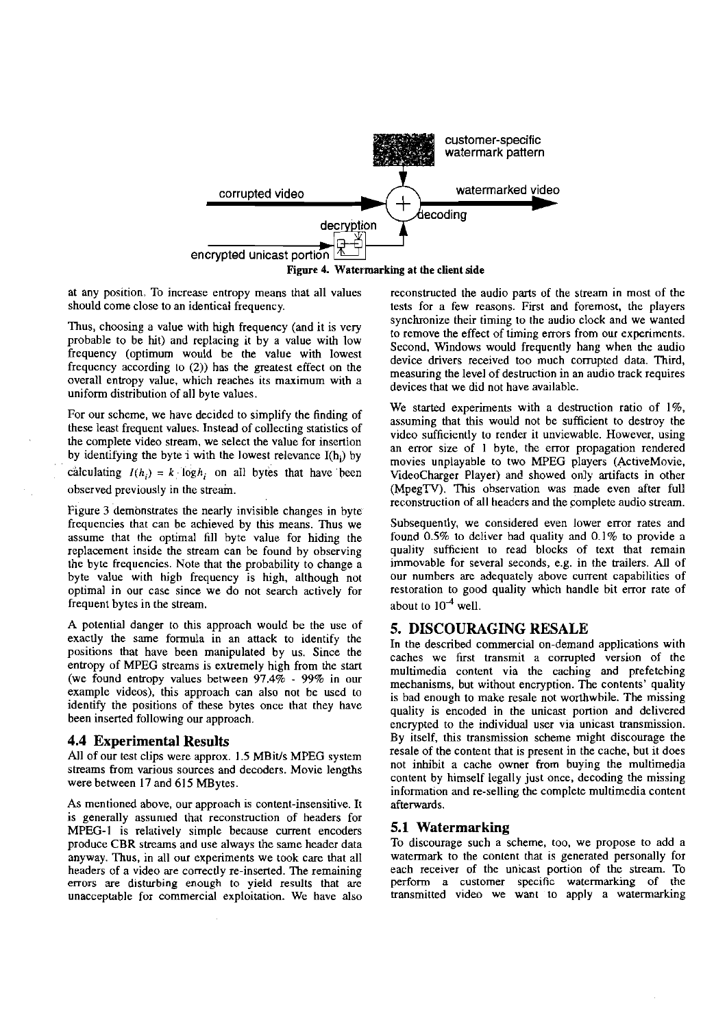customer-specific watermark pattern

corrupted video

watermarked video

decoding

decryption

encrypted unicast portion

**Figure 4. Watermarking at the client side**

at any position. To increase entropy means that all values should come close to an identical frequency.

Thus, choosing a value with high frequency (and it is very probable to be hit) and replacing it by a value with low frequency (optimum would be the value with lowest frequency according to (2)) has the greatest effect on the overall entropy value, which reaches its maximum with a uniform distribution of all byte values.

For our scheme, we have decided to simplify the finding of these least frequent values. Instead of collecting statistics of the complete video stream, we select the value for insertion by identifying the byte i with the lowest relevance $I(h_i)$ by calculating $I(h_i) = k \cdot \log h_i$ on all bytes that have been observed previously in the stream.

Figure 3 demonstrates the nearly invisible changes in byte frequencies that can be achieved by this means. Thus we assume that the optimal fill byte value for hiding the replacement inside the stream can be found by observing the byte frequencies. Note that the probability to change a byte value with high frequency is high, although not optimal in our case since we do not search actively for frequent bytes in the stream.

A potential danger to this approach would be the use of exactly the same formula in an attack to identify the positions that have been manipulated by us. Since the entropy of MPEG streams is extremely high from the start (we found entropy values between 97.4% - 99% in our example videos), this approach can also not be used to identify the positions of these bytes once that they have been inserted following our approach.

### 4.4 Experimental Results

All of our test clips were approx. 1.5 MBit/s MPEG system streams from various sources and decoders. Movie lengths were between 17 and 615 MBytes.

As mentioned above, our approach is content-insensitive. It is generally assumed that reconstruction of headers for MPEG-1 is relatively simple because current encoders produce CBR streams and use always the same header data anyway. Thus, in all our experiments we took care that all headers of a video are correctly re-inserted. The remaining errors are disturbing enough to yield results that are unacceptable for commercial exploitation. We have also reconstructed the audio parts of the stream in most of the tests for a few reasons. First and foremost, the players synchronize their timing to the audio clock and we wanted to remove the effect of timing errors from our experiments. Second, Windows would frequently hang when the audio device drivers received too much corrupted data. Third, measuring the level of destruction in an audio track requires devices that we did not have available.

We started experiments with a destruction ratio of 1%, assuming that this would not be sufficient to destroy the video sufficiently to render it unviewable. However, using an error size of 1 byte, the error propagation rendered movies unplayable to two MPEG players (ActiveMovie, VideoCharger Player) and showed only artifacts in other (MpegTV). This observation was made even after full reconstruction of all headers and the complete audio stream.

Subsequently, we considered even lower error rates and found 0.5% to deliver bad quality and 0.1% to provide a quality sufficient to read blocks of text that remain immovable for several seconds, e.g. in the trailers. All of our numbers are adequately above current capabilities of restoration to good quality which handle bit error rate of about to $10^{-4}$ well.

## 5. DISCOURAGING RESALE

In the described commercial on-demand applications with caches we first transmit a corrupted version of the multimedia content via the caching and prefetching mechanisms, but without encryption. The contents' quality is bad enough to make resale not worthwhile. The missing quality is encoded in the unicast portion and delivered encrypted to the individual user via unicast transmission. By itself, this transmission scheme might discourage the resale of the content that is present in the cache, but it does not inhibit a cache owner from buying the multimedia content by himself legally just once, decoding the missing information and re-selling the complete multimedia content afterwards.

### 5.1 Watermarking

To discourage such a scheme, too, we propose to add a watermark to the content that is generated personally for each receiver of the unicast portion of the stream. To perform a customer specific watermarking of the transmitted video we want to apply a watermarking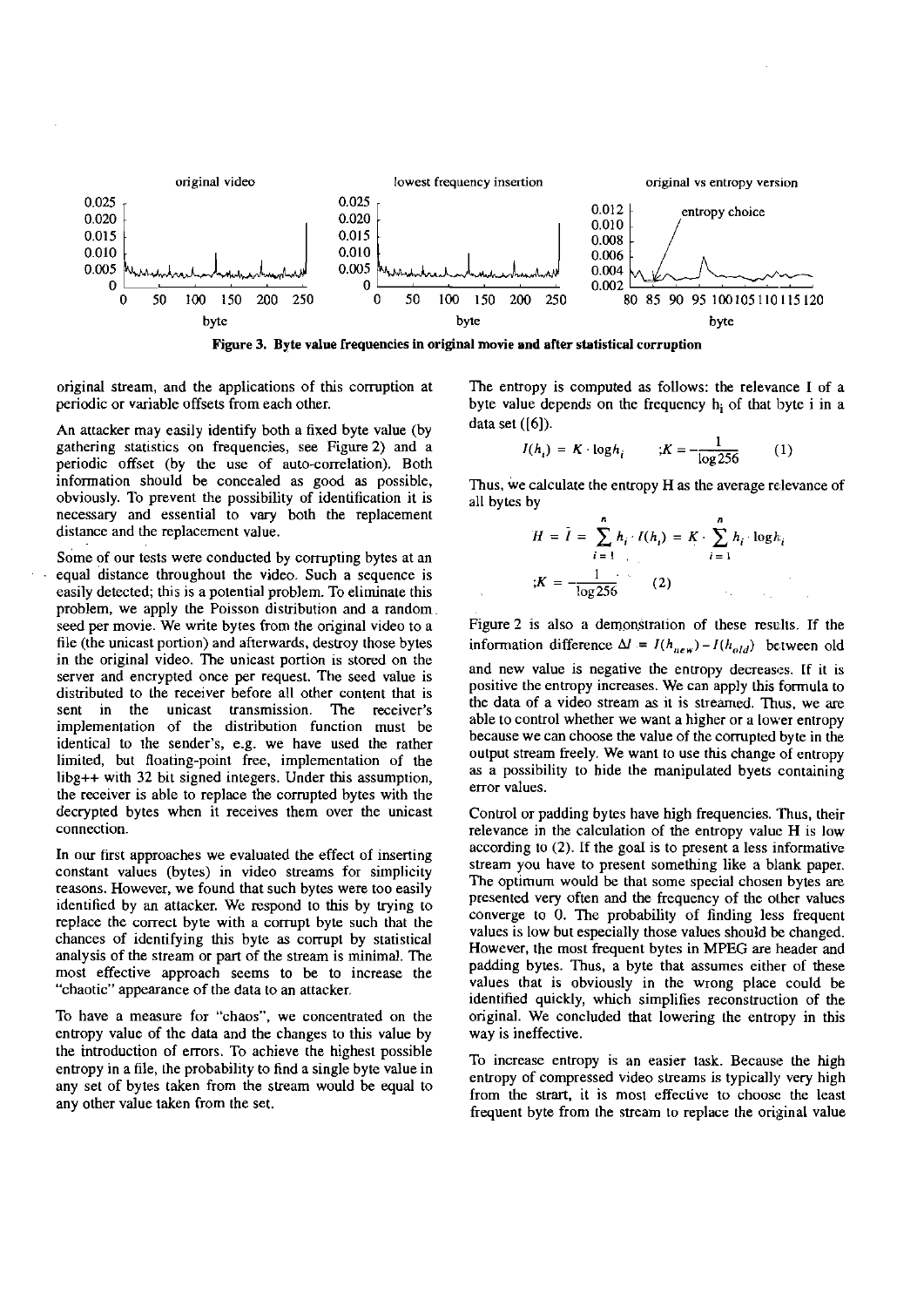Figure 3. Byte value frequencies in original movie and after statistical corruption

original stream, and the applications of this corruption at periodic or variable offsets from each other.

An attacker may easily identify both a fixed byte value (by gathering statistics on frequencies, see Figure 2) and a periodic offset (by the use of auto-correlation). Both information should be concealed as good as possible, obviously. To prevent the possibility of identification it is necessary and essential to vary both the replacement distance and the replacement value.

Some of our tests were conducted by corrupting bytes at an equal distance throughout the video. Such a sequence is easily detected; this is a potential problem. To eliminate this problem, we apply the Poisson distribution and a random seed per movie. We write bytes from the original video to a file (the unicast portion) and afterwards, destroy those bytes in the original video. The unicast portion is stored on the server and encrypted once per request. The seed value is distributed to the receiver before all other content that is sent in the unicast transmission. The receiver's implementation of the distribution function must be identical to the sender's, e.g. we have used the rather limited, but floating-point free, implementation of the libg++ with 32 bit signed integers. Under this assumption, the receiver is able to replace the corrupted bytes with the decrypted bytes when it receives them over the unicast connection.

In our first approaches we evaluated the effect of inserting constant values (bytes) in video streams for simplicity reasons. However, we found that such bytes were too easily identified by an attacker. We respond to this by trying to replace the correct byte with a corrupt byte such that the chances of identifying this byte as corrupt by statistical analysis of the stream or part of the stream is minimal. The most effective approach seems to be to increase the "chaotic" appearance of the data to an attacker.

To have a measure for "chaos", we concentrated on the entropy value of the data and the changes to this value by the introduction of errors. To achieve the highest possible entropy in a file, the probability to find a single byte value in any set of bytes taken from the stream would be equal to any other value taken from the set.

The entropy is computed as follows: the relevance I of a byte value depends on the frequency $h_i$ of that byte i in a data set ([6]).

$$I(h_i) = K \cdot \log h_i \qquad ;K = -\frac{1}{\log 256} \qquad (1)$$

Thus, we calculate the entropy H as the average relevance of all bytes by

$$H = \bar{I} = \sum_{i=1}^{n} h_i \cdot I(h_i) = K \cdot \sum_{i=1}^{n} h_i \cdot \log h_i$$

$$;K = -\frac{1}{\log 256} \qquad (2)$$

Figure 2 is also a demonstration of these results. If the information difference $\Delta I = I(h_{new}) - I(h_{old})$ between old and new value is negative the entropy decreases. If it is positive the entropy increases. We can apply this formula to the data of a video stream as it is streamed. Thus, we are able to control whether we want a higher or a lower entropy because we can choose the value of the corrupted byte in the output stream freely. We want to use this change of entropy as a possibility to hide the manipulated byets containing error values.

Control or padding bytes have high frequencies. Thus, their relevance in the calculation of the entropy value H is low according to (2). If the goal is to present a less informative stream you have to present something like a blank paper. The optimum would be that some special chosen bytes are presented very often and the frequency of the other values converge to 0. The probability of finding less frequent values is low but especially those values should be changed. However, the most frequent bytes in MPEG are header and padding bytes. Thus, a byte that assumes either of these values that is obviously in the wrong place could be identified quickly, which simplifies reconstruction of the original. We concluded that lowering the entropy in this way is ineffective.

To increase entropy is an easier task. Because the high entropy of compressed video streams is typically very high from the strart, it is most effective to choose the least frequent byte from the stream to replace the original value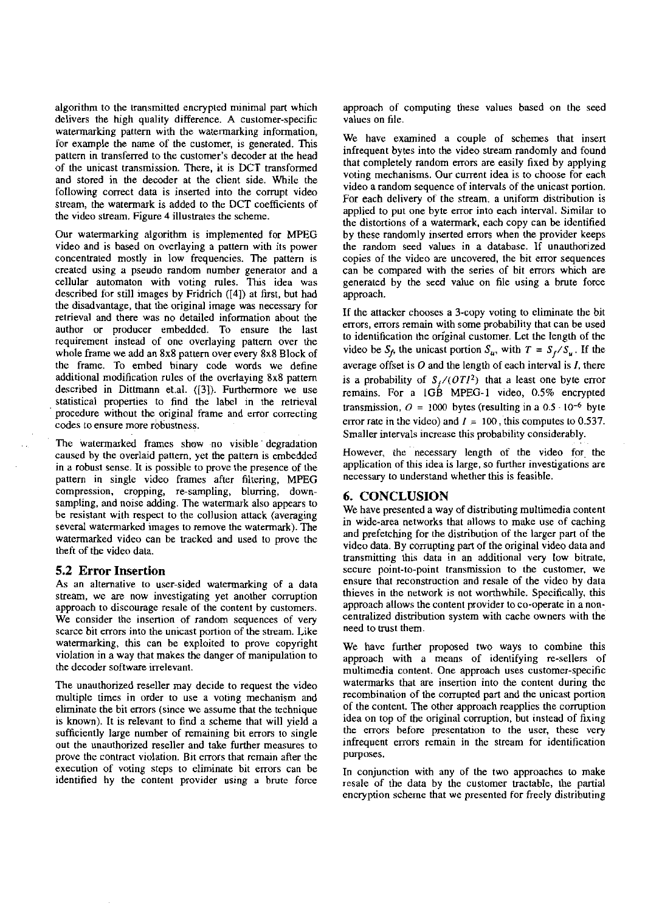algorithm to the transmitted encrypted minimal part which delivers the high quality difference. A customer-specific watermarking pattern with the watermarking information, for example the name of the customer, is generated. This pattern in transferred to the customer's decoder at the head of the unicast transmission. There, it is DCT transformed and stored in the decoder at the client side. While the following correct data is inserted into the corrupt video stream, the watermark is added to the DCT coefficients of the video stream. Figure 4 illustrates the scheme.

Our watermarking algorithm is implemented for MPEG video and is based on overlaying a pattern with its power concentrated mostly in low frequencies. The pattern is created using a pseudo random number generator and a cellular automaton with voting rules. This idea was described for still images by Fridrich ([4]) at first, but had the disadvantage, that the original image was necessary for retrieval and there was no detailed information about the author or producer embedded. To ensure the last requirement instead of one overlaying pattern over the whole frame we add an 8x8 pattern over every 8x8 Block of the frame. To embed binary code words we define additional modification rules of the overlaying 8x8 pattern described in Dittmann et.al. ([3]). Furthermore we use statistical properties to find the label in the retrieval procedure without the original frame and error correcting codes to ensure more robustness.

The watermarked frames show no visible degradation caused by the overlaid pattern, yet the pattern is embedded in a robust sense. It is possible to prove the presence of the pattern in single video frames after filtering, MPEG compression, cropping, re-sampling, blurring, down-sampling, and noise adding. The watermark also appears to be resistant with respect to the collusion attack (averaging several watermarked images to remove the watermark). The watermarked video can be tracked and used to prove the theft of the video data.

## 5.2 Error Insertion

As an alternative to user-sided watermarking of a data stream, we are now investigating yet another corruption approach to discourage resale of the content by customers. We consider the insertion of random sequences of very scarce bit errors into the unicast portion of the stream. Like watermarking, this can be exploited to prove copyright violation in a way that makes the danger of manipulation to the decoder software irrelevant.

The unauthorized reseller may decide to request the video multiple times in order to use a voting mechanism and eliminate the bit errors (since we assume that the technique is known). It is relevant to find a scheme that will yield a sufficiently large number of remaining bit errors to single out the unauthorized reseller and take further measures to prove the contract violation. Bit errors that remain after the execution of voting steps to eliminate bit errors can be identified by the content provider using a brute force approach of computing these values based on the seed values on file.

We have examined a couple of schemes that insert infrequent bytes into the video stream randomly and found that completely random errors are easily fixed by applying voting mechanisms. Our current idea is to choose for each video a random sequence of intervals of the unicast portion. For each delivery of the stream, a uniform distribution is applied to put one byte error into each interval. Similar to the distortions of a watermark, each copy can be identified by these randomly inserted errors when the provider keeps the random seed values in a database. If unauthorized copies of the video are uncovered, the bit error sequences can be compared with the series of bit errors which are generated by the seed value on file using a brute force approach.

If the attacker chooses a 3-copy voting to eliminate the bit errors, errors remain with some probability that can be used to identification the original customer. Let the length of the video be $S_f$, the unicast portion $S_u$, with $T = S_f/S_u$. If the average offset is $O$ and the length of each interval is $I$, there is a probability of $S_f/(OTI^2)$ that a least one byte error remains. For a 1GB MPEG-1 video, 0.5% encrypted transmission, $O = 1000$ bytes (resulting in a $0.5 \cdot 10^{-6}$ byte error rate in the video) and $I = 100$, this computes to 0.537. Smaller intervals increase this probability considerably.

However, the necessary length of the video for the application of this idea is large, so further investigations are necessary to understand whether this is feasible.

# 6. CONCLUSION

We have presented a way of distributing multimedia content in wide-area networks that allows to make use of caching and prefetching for the distribution of the larger part of the video data. By corrupting part of the original video data and transmitting this data in an additional very low bitrate, secure point-to-point transmission to the customer, we ensure that reconstruction and resale of the video by data thieves in the network is not worthwhile. Specifically, this approach allows the content provider to co-operate in a non-centralized distribution system with cache owners with the need to trust them.

We have further proposed two ways to combine this approach with a means of identifying re-sellers of multimedia content. One approach uses customer-specific watermarks that are insertion into the content during the recombination of the corrupted part and the unicast portion of the content. The other approach reapplies the corruption idea on top of the original corruption, but instead of fixing the errors before presentation to the user, these very infrequent errors remain in the stream for identification purposes.

In conjunction with any of the two approaches to make resale of the data by the customer tractable, the partial encryption scheme that we presented for freely distributing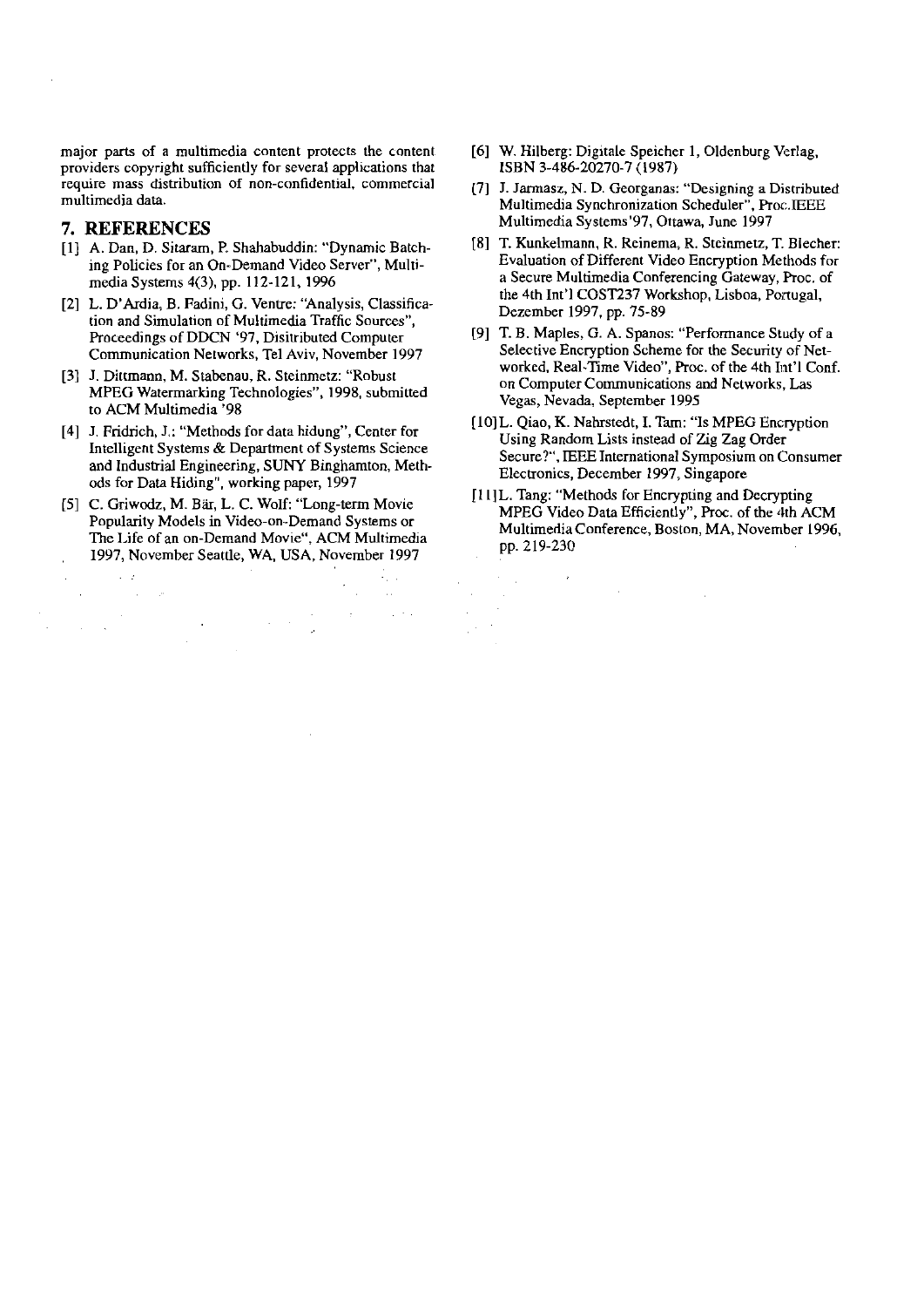major parts of a multimedia content protects the content providers copyright sufficiently for several applications that require mass distribution of non-confidential, commercial multimedia data.

## 7. REFERENCES

[1] A. Dan, D. Sitaram, P. Shahabuddin: "Dynamic Batching Policies for an On-Demand Video Server", Multimedia Systems 4(3), pp. 112-121, 1996

[2] L. D'Ardia, B. Fadini, G. Ventre: "Analysis, Classification and Simulation of Multimedia Traffic Sources", Proceedings of DDCN '97, Disitributed Computer Communication Networks, Tel Aviv, November 1997

[3] J. Dittmann, M. Stabenau, R. Steinmetz: "Robust MPEG Watermarking Technologies", 1998, submitted to ACM Multimedia '98

[4] J. Fridrich, J.: "Methods for data hidung", Center for Intelligent Systems & Department of Systems Science and Industrial Engineering, SUNY Binghamton, Methods for Data Hiding", working paper, 1997

[5] C. Griwodz, M. Bär, L. C. Wolf: "Long-term Movie Popularity Models in Video-on-Demand Systems or The Life of an on-Demand Movie", ACM Multimedia 1997, November Seattle, WA, USA, November 1997

[6] W. Hilberg: Digitale Speicher 1, Oldenburg Verlag, ISBN 3-486-20270-7 (1987)

[7] J. Jarmasz, N. D. Georganas: "Designing a Distributed Multimedia Synchronization Scheduler", Proc.IEEE Multimedia Systems'97, Ottawa, June 1997

[8] T. Kunkelmann, R. Reinema, R. Steinmetz, T. Blecher: Evaluation of Different Video Encryption Methods for a Secure Multimedia Conferencing Gateway, Proc. of the 4th Int'l COST237 Workshop, Lisboa, Portugal, Dezember 1997, pp. 75-89

[9] T. B. Maples, G. A. Spanos: "Performance Study of a Selective Encryption Scheme for the Security of Networked, Real-Time Video", Proc. of the 4th Int'l Conf. on Computer Communications and Networks, Las Vegas, Nevada, September 1995

[10] L. Qiao, K. Nahrstedt, I. Tam: "Is MPEG Encryption Using Random Lists instead of Zig Zag Order Secure?", IEEE International Symposium on Consumer Electronics, December 1997, Singapore

[11] L. Tang: "Methods for Encrypting and Decrypting MPEG Video Data Efficiently", Proc. of the 4th ACM Multimedia Conference, Boston, MA, November 1996, pp. 219-230